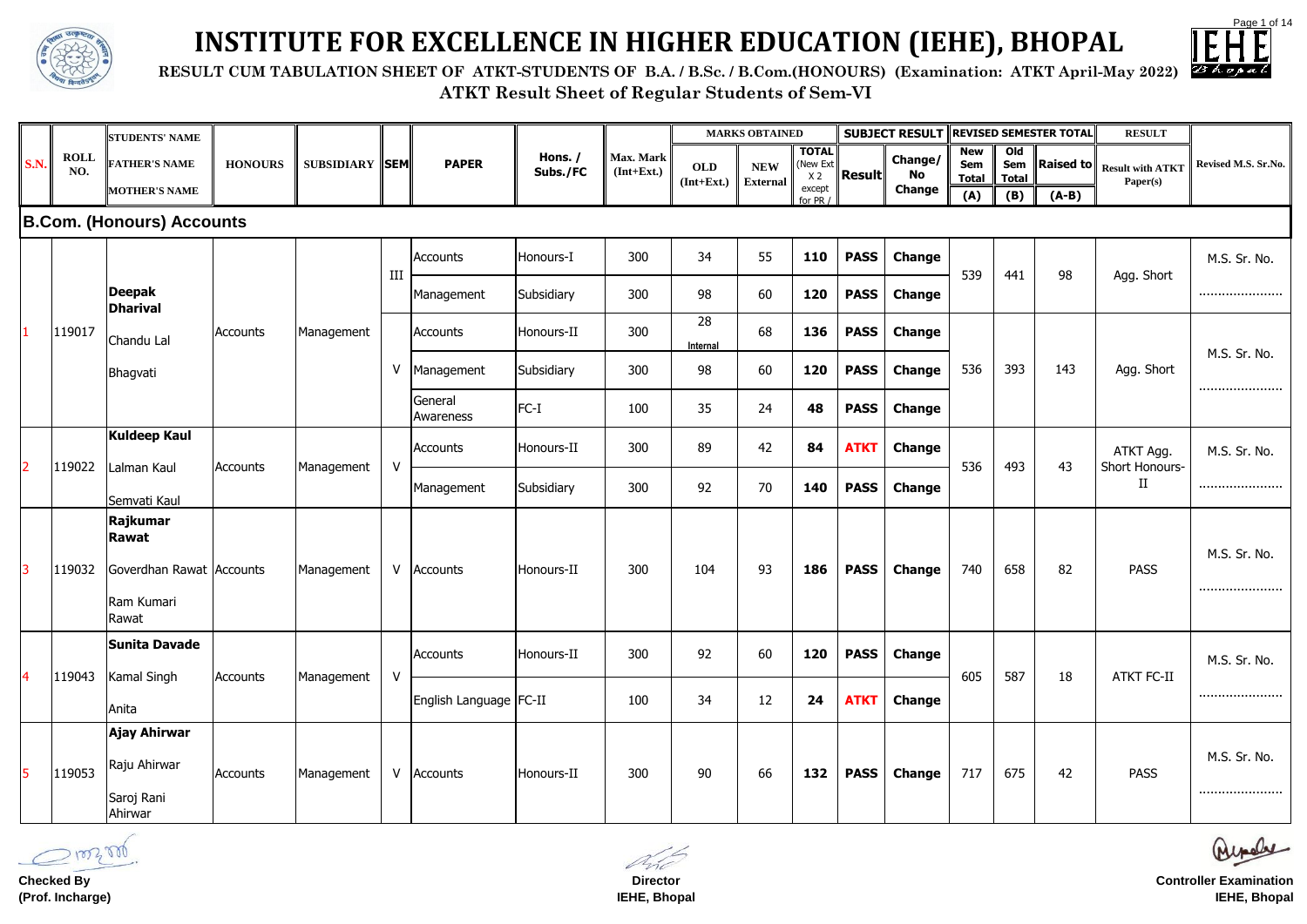# INSTITUTE FOR EXCELLENCE IN HIGHER EDUCATION (IEHE), BHOPAL

**RESULT CUM TABULATION SHEET OF ATKT-STUDENTS OF B.A. / B.Sc. / B.Com.(HONOURS) (Examination: ATKT April-May 2022)**

**ATKT Result Sheet of Regular Students of Sem-VI**

| S.N. | ROLL NO. | STUDENTS' NAME / FATHER'S NAME / MOTHER'S NAME | HONOURS | SUBSIDIARY | SEM | PAPER | Hons. / Subs./FC | Max. Mark (Int+Ext.) | MARKS OBTAINED | | | SUBJECT RESULT | | REVISED SEMESTER TOTAL | | | RESULT | Revised M.S. Sr.No. |
|---|---|---|---|---|---|---|---|---|---|---|---|---|---|---|---|---|---|---|
| | | | | | | | | | OLD (Int+Ext.) | NEW External | TOTAL (New Ext X 2 except for PR / | Result | Change/ No Change | New Sem Total (A) | Old Sem Total (B) | Raised to (A-B) | Result with ATKT Paper(s) | |
| **B.Com. (Honours) Accounts** | | | | | | | | | | | | | | | | | | |
| 1 | 119017 | **Deepak Dharival** / Chandu Lal / Bhagvati | Accounts | Management | III | Accounts | Honours-I | 300 | 34 | 55 | **110** | **PASS** | **Change** | 539 | 441 | 98 | Agg. Short | M.S. Sr. No. ...................... |
| | | | | | III | Management | Subsidiary | 300 | 98 | 60 | **120** | **PASS** | **Change** | | | | | |
| | | | | | V | Accounts | Honours-II | 300 | 28 Internal | 68 | **136** | **PASS** | **Change** | 536 | 393 | 143 | Agg. Short | M.S. Sr. No. ...................... |
| | | | | | V | Management | Subsidiary | 300 | 98 | 60 | **120** | **PASS** | **Change** | | | | | |
| | | | | | V | General Awareness | FC-I | 100 | 35 | 24 | **48** | **PASS** | **Change** | | | | | |
| 2 | 119022 | **Kuldeep Kaul** / Lalman Kaul / Semvati Kaul | Accounts | Management | V | Accounts | Honours-II | 300 | 89 | 42 | **84** | **ATKT** | **Change** | 536 | 493 | 43 | ATKT Agg. Short Honours-II | M.S. Sr. No. ...................... |
| | | | | | V | Management | Subsidiary | 300 | 92 | 70 | **140** | **PASS** | **Change** | | | | | |
| 3 | 119032 | **Rajkumar Rawat** / Goverdhan Rawat / Ram Kumari Rawat | Accounts | Management | V | Accounts | Honours-II | 300 | 104 | 93 | **186** | **PASS** | **Change** | 740 | 658 | 82 | PASS | M.S. Sr. No. ...................... |
| 4 | 119043 | **Sunita Davade** / Kamal Singh / Anita | Accounts | Management | V | Accounts | Honours-II | 300 | 92 | 60 | **120** | **PASS** | **Change** | 605 | 587 | 18 | ATKT FC-II | M.S. Sr. No. ...................... |
| | | | | | V | English Language | FC-II | 100 | 34 | 12 | **24** | **ATKT** | **Change** | | | | | |
| 5 | 119053 | **Ajay Ahirwar** / Raju Ahirwar / Saroj Rani Ahirwar | Accounts | Management | V | Accounts | Honours-II | 300 | 90 | 66 | **132** | **PASS** | **Change** | 717 | 675 | 42 | PASS | M.S. Sr. No. ...................... |

**Checked By**
**(Prof. Incharge)**

**Director**
**IEHE, Bhopal**

**Controller Examination**
**IEHE, Bhopal**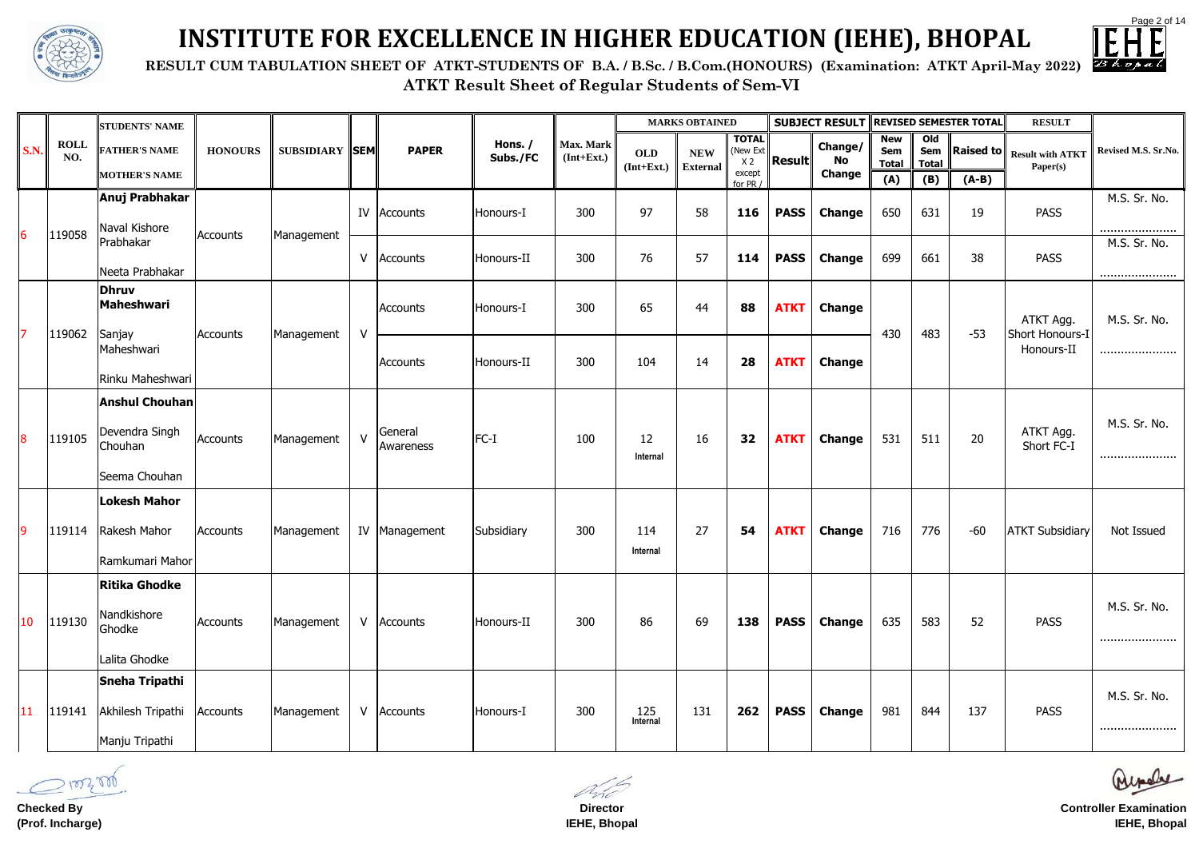# INSTITUTE FOR EXCELLENCE IN HIGHER EDUCATION (IEHE), BHOPAL

**RESULT CUM TABULATION SHEET OF ATKT-STUDENTS OF B.A. / B.Sc. / B.Com.(HONOURS) (Examination: ATKT April-May 2022)**

**ATKT Result Sheet of Regular Students of Sem-VI**

| S.N. | ROLL NO. | STUDENTS' NAME / FATHER'S NAME / MOTHER'S NAME | HONOURS | SUBSIDIARY | SEM | PAPER | Hons. / Subs./FC | Max. Mark (Int+Ext.) | MARKS OBTAINED | | | SUBJECT RESULT | | REVISED SEMESTER TOTAL | | | RESULT | Revised M.S. Sr.No. |
|---|---|---|---|---|---|---|---|---|---|---|---|---|---|---|---|---|---|---|
| | | | | | | | | | OLD (Int+Ext.) | NEW External | TOTAL (New Ext X 2 except for PR) | Result | Change/ No Change | New Sem Total (A) | Old Sem Total (B) | Raised to (A-B) | Result with ATKT Paper(s) | |
| 6 | 119058 | **Anuj Prabhakar** / Naval Kishore Prabhakar / Neeta Prabhakar | Accounts | Management | IV | Accounts | Honours-I | 300 | 97 | 58 | **116** | **PASS** | **Change** | 650 | 631 | 19 | PASS | M.S. Sr. No. ...................... |
| | | | | | V | Accounts | Honours-II | 300 | 76 | 57 | **114** | **PASS** | **Change** | 699 | 661 | 38 | PASS | M.S. Sr. No. ...................... |
| 7 | 119062 | **Dhruv Maheshwari** / Sanjay Maheshwari / Rinku Maheshwari | Accounts | Management | V | Accounts | Honours-I | 300 | 65 | 44 | **88** | **ATKT** | **Change** | 430 | 483 | -53 | ATKT Agg. Short Honours-I Honours-II | M.S. Sr. No. ...................... |
| | | | | | | Accounts | Honours-II | 300 | 104 | 14 | **28** | **ATKT** | **Change** | | | | | |
| 8 | 119105 | **Anshul Chouhan** / Devendra Singh Chouhan / Seema Chouhan | Accounts | Management | V | General Awareness | FC-I | 100 | 12 Internal | 16 | **32** | **ATKT** | **Change** | 531 | 511 | 20 | ATKT Agg. Short FC-I | M.S. Sr. No. ...................... |
| 9 | 119114 | **Lokesh Mahor** / Rakesh Mahor / Ramkumari Mahor | Accounts | Management | IV | Management | Subsidiary | 300 | 114 Internal | 27 | **54** | **ATKT** | **Change** | 716 | 776 | -60 | ATKT Subsidiary | Not Issued |
| 10 | 119130 | **Ritika Ghodke** / Nandkishore Ghodke / Lalita Ghodke | Accounts | Management | V | Accounts | Honours-II | 300 | 86 | 69 | **138** | **PASS** | **Change** | 635 | 583 | 52 | PASS | M.S. Sr. No. ...................... |
| 11 | 119141 | **Sneha Tripathi** / Akhilesh Tripathi / Manju Tripathi | Accounts | Management | V | Accounts | Honours-I | 300 | 125 Internal | 131 | **262** | **PASS** | **Change** | 981 | 844 | 137 | PASS | M.S. Sr. No. ...................... |

**Checked By**
**(Prof. Incharge)**

**Director**
**IEHE, Bhopal**

**Controller Examination**
**IEHE, Bhopal**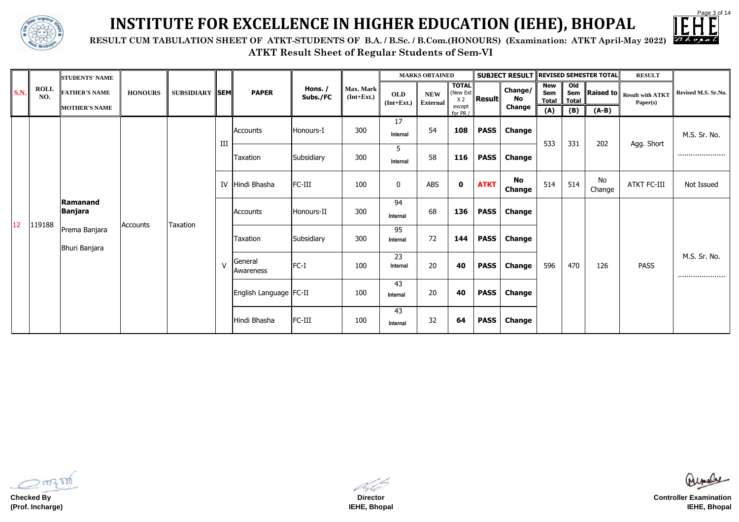# INSTITUTE FOR EXCELLENCE IN HIGHER EDUCATION (IEHE), BHOPAL

**RESULT CUM TABULATION SHEET OF ATKT-STUDENTS OF B.A. / B.Sc. / B.Com.(HONOURS) (Examination: ATKT April-May 2022)**

**ATKT Result Sheet of Regular Students of Sem-VI**

| S.N. | ROLL NO. | STUDENTS' NAME / FATHER'S NAME / MOTHER'S NAME | HONOURS | SUBSIDIARY | SEM | PAPER | Hons. / Subs./FC | Max. Mark (Int+Ext.) | MARKS OBTAINED | | | SUBJECT RESULT | | REVISED SEMESTER TOTAL | | | RESULT | Revised M.S. Sr.No. |
|---|---|---|---|---|---|---|---|---|---|---|---|---|---|---|---|---|---|---|
| | | | | | | | | | OLD (Int+Ext.) | NEW External | TOTAL (New Ext X 2 except for PR / | Result | Change/ No Change | New Sem Total (A) | Old Sem Total (B) | Raised to (A-B) | Result with ATKT Paper(s) | |
| 12 | 119188 | **Ramanand Banjara** / Prema Banjara / Bhuri Banjara | Accounts | Taxation | III | Accounts | Honours-I | 300 | 17 Internal | 54 | **108** | **PASS** | **Change** | 533 | 331 | 202 | Agg. Short | M.S. Sr. No. ...................... |
| | | | | | III | Taxation | Subsidiary | 300 | 5 Internal | 58 | **116** | **PASS** | **Change** | | | | | |
| | | | | | IV | Hindi Bhasha | FC-III | 100 | 0 | ABS | **0** | **ATKT** | **No Change** | 514 | 514 | No Change | ATKT FC-III | Not Issued |
| | | | | | V | Accounts | Honours-II | 300 | 94 Internal | 68 | **136** | **PASS** | **Change** | 596 | 470 | 126 | PASS | M.S. Sr. No. ...................... |
| | | | | | V | Taxation | Subsidiary | 300 | 95 Internal | 72 | **144** | **PASS** | **Change** | | | | | |
| | | | | | V | General Awareness | FC-I | 100 | 23 Internal | 20 | **40** | **PASS** | **Change** | | | | | |
| | | | | | V | English Language | FC-II | 100 | 43 Internal | 20 | **40** | **PASS** | **Change** | | | | | |
| | | | | | V | Hindi Bhasha | FC-III | 100 | 43 Internal | 32 | **64** | **PASS** | **Change** | | | | | |

**Checked By**
**(Prof. Incharge)**

**Director**
**IEHE, Bhopal**

**Controller Examination**
**IEHE, Bhopal**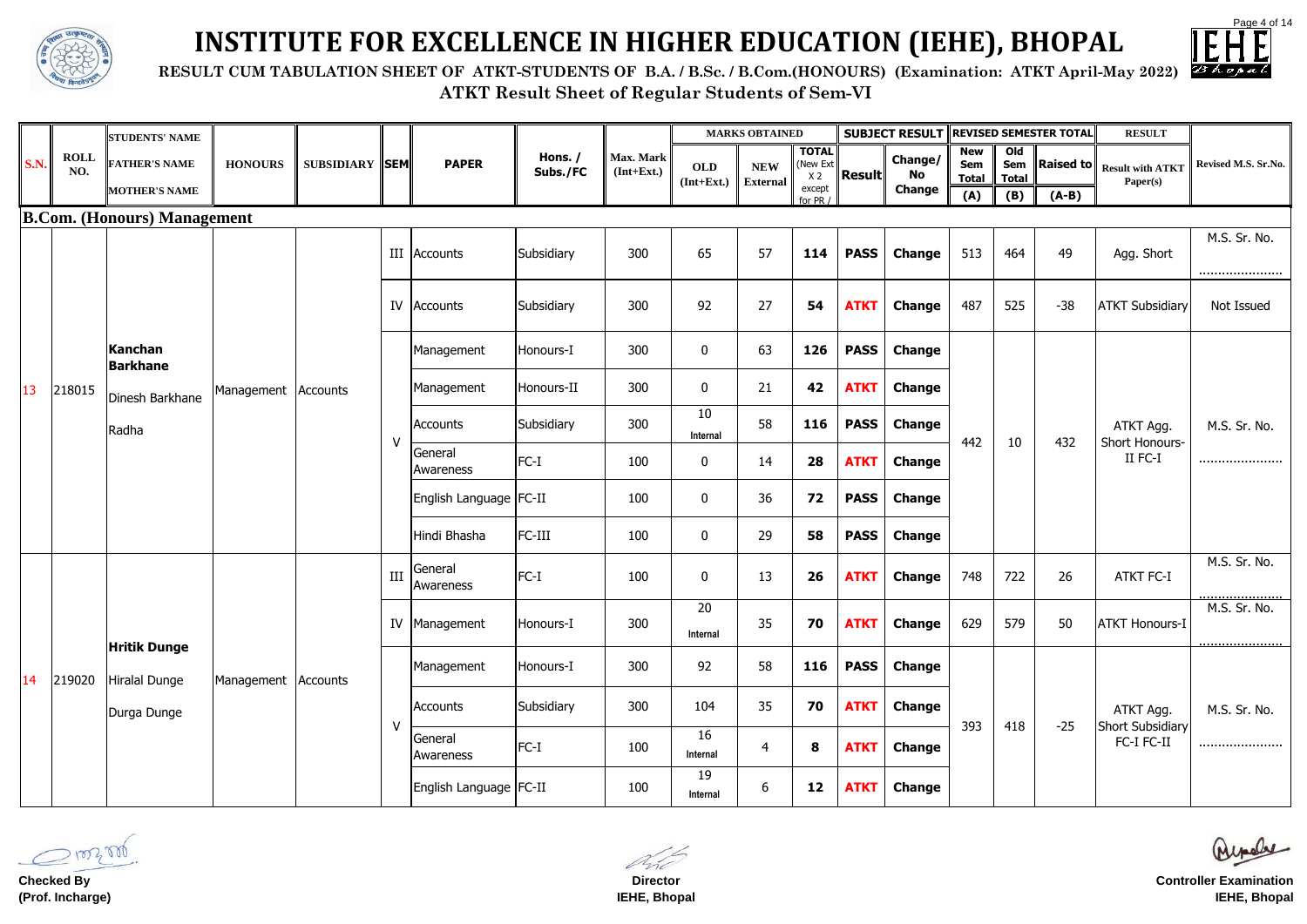# INSTITUTE FOR EXCELLENCE IN HIGHER EDUCATION (IEHE), BHOPAL

**RESULT CUM TABULATION SHEET OF ATKT-STUDENTS OF B.A. / B.Sc. / B.Com.(HONOURS) (Examination: ATKT April-May 2022)**

**ATKT Result Sheet of Regular Students of Sem-VI**

| S.N. | ROLL NO. | STUDENTS' NAME / FATHER'S NAME / MOTHER'S NAME | HONOURS | SUBSIDIARY | SEM | PAPER | Hons. / Subs./FC | Max. Mark (Int+Ext.) | MARKS OBTAINED OLD (Int+Ext.) | MARKS OBTAINED NEW External | TOTAL (New Ext X 2 except for PR / | SUBJECT RESULT Result | SUBJECT RESULT Change/ No Change | REVISED SEMESTER TOTAL New Sem Total (A) | Old Sem Total (B) | Raised to (A-B) | RESULT Result with ATKT Paper(s) | Revised M.S. Sr.No. |
|---|---|---|---|---|---|---|---|---|---|---|---|---|---|---|---|---|---|---|
| **B.Com. (Honours) Management** | | | | | | | | | | | | | | | | | | |
| 13 | 218015 | **Kanchan Barkhane** / Dinesh Barkhane / Radha | Management | Accounts | III | Accounts | Subsidiary | 300 | 65 | 57 | **114** | **PASS** | **Change** | 513 | 464 | 49 | Agg. Short | M.S. Sr. No. ...................... |
| | | | | | IV | Accounts | Subsidiary | 300 | 92 | 27 | **54** | **ATKT** | **Change** | 487 | 525 | -38 | ATKT Subsidiary | Not Issued |
| | | | | | V | Management | Honours-I | 300 | 0 | 63 | **126** | **PASS** | **Change** | 442 | 10 | 432 | ATKT Agg. Short Honours-II FC-I | M.S. Sr. No. ...................... |
| | | | | | | Management | Honours-II | 300 | 0 | 21 | **42** | **ATKT** | **Change** | | | | | |
| | | | | | | Accounts | Subsidiary | 300 | 10 Internal | 58 | **116** | **PASS** | **Change** | | | | | |
| | | | | | | General Awareness | FC-I | 100 | 0 | 14 | **28** | **ATKT** | **Change** | | | | | |
| | | | | | | English Language | FC-II | 100 | 0 | 36 | **72** | **PASS** | **Change** | | | | | |
| | | | | | | Hindi Bhasha | FC-III | 100 | 0 | 29 | **58** | **PASS** | **Change** | | | | | |
| 14 | 219020 | **Hritik Dunge** / Hiralal Dunge / Durga Dunge | Management | Accounts | III | General Awareness | FC-I | 100 | 0 | 13 | **26** | **ATKT** | **Change** | 748 | 722 | 26 | ATKT FC-I | M.S. Sr. No. ...................... |
| | | | | | IV | Management | Honours-I | 300 | 20 Internal | 35 | **70** | **ATKT** | **Change** | 629 | 579 | 50 | ATKT Honours-I | M.S. Sr. No. ...................... |
| | | | | | V | Management | Honours-I | 300 | 92 | 58 | **116** | **PASS** | **Change** | 393 | 418 | -25 | ATKT Agg. Short Subsidiary FC-I FC-II | M.S. Sr. No. ...................... |
| | | | | | | Accounts | Subsidiary | 300 | 104 | 35 | **70** | **ATKT** | **Change** | | | | | |
| | | | | | | General Awareness | FC-I | 100 | 16 Internal | 4 | **8** | **ATKT** | **Change** | | | | | |
| | | | | | | English Language | FC-II | 100 | 19 Internal | 6 | **12** | **ATKT** | **Change** | | | | | |

**Checked By**
**(Prof. Incharge)**

**Director**
**IEHE, Bhopal**

**Controller Examination**
**IEHE, Bhopal**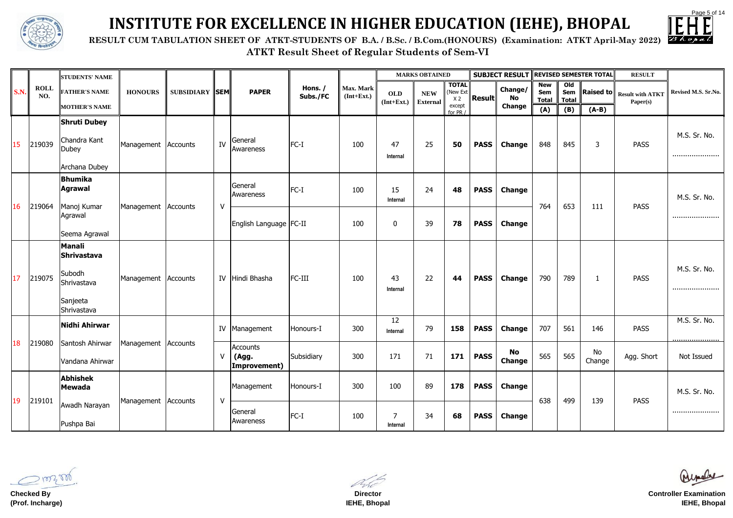# INSTITUTE FOR EXCELLENCE IN HIGHER EDUCATION (IEHE), BHOPAL

**RESULT CUM TABULATION SHEET OF ATKT-STUDENTS OF B.A. / B.Sc. / B.Com.(HONOURS) (Examination: ATKT April-May 2022)**

**ATKT Result Sheet of Regular Students of Sem-VI**

| S.N. | ROLL NO. | STUDENTS' NAME / FATHER'S NAME / MOTHER'S NAME | HONOURS | SUBSIDIARY | SEM | PAPER | Hons. / Subs./FC | Max. Mark (Int+Ext.) | MARKS OBTAINED | | | SUBJECT RESULT | | REVISED SEMESTER TOTAL | | | RESULT | Revised M.S. Sr.No. |
|---|---|---|---|---|---|---|---|---|---|---|---|---|---|---|---|---|---|---|
| | | | | | | | | | OLD (Int+Ext.) | NEW External | TOTAL (New Ext X 2 except for PR / | Result | Change/ No Change | New Sem Total (A) | Old Sem Total (B) | Raised to (A-B) | Result with ATKT Paper(s) | |
| 15 | 219039 | **Shruti Dubey** / Chandra Kant Dubey / Archana Dubey | Management | Accounts | IV | General Awareness | FC-I | 100 | 47 Internal | 25 | **50** | **PASS** | **Change** | 848 | 845 | 3 | PASS | M.S. Sr. No. ...................... |
| 16 | 219064 | **Bhumika Agrawal** / Manoj Kumar Agrawal / Seema Agrawal | Management | Accounts | V | General Awareness | FC-I | 100 | 15 Internal | 24 | **48** | **PASS** | **Change** | 764 | 653 | 111 | PASS | M.S. Sr. No. ...................... |
| | | | | | | English Language | FC-II | 100 | 0 | 39 | **78** | **PASS** | **Change** | | | | | |
| 17 | 219075 | **Manali Shrivastava** / Subodh Shrivastava / Sanjeeta Shrivastava | Management | Accounts | IV | Hindi Bhasha | FC-III | 100 | 43 Internal | 22 | **44** | **PASS** | **Change** | 790 | 789 | 1 | PASS | M.S. Sr. No. ...................... |
| 18 | 219080 | **Nidhi Ahirwar** / Santosh Ahirwar / Vandana Ahirwar | Management | Accounts | IV | Management | Honours-I | 300 | 12 Internal | 79 | **158** | **PASS** | **Change** | 707 | 561 | 146 | PASS | M.S. Sr. No. ...................... |
| | | | | | V | Accounts **(Agg. Improvement)** | Subsidiary | 300 | 171 | 71 | **171** | **PASS** | **No Change** | 565 | 565 | No Change | Agg. Short | Not Issued |
| 19 | 219101 | **Abhishek Mewada** / Awadh Narayan / Pushpa Bai | Management | Accounts | V | Management | Honours-I | 300 | 100 | 89 | **178** | **PASS** | **Change** | 638 | 499 | 139 | PASS | M.S. Sr. No. ...................... |
| | | | | | | General Awareness | FC-I | 100 | 7 Internal | 34 | **68** | **PASS** | **Change** | | | | | |

**Checked By**
**(Prof. Incharge)**

**Director**
**IEHE, Bhopal**

**Controller Examination**
**IEHE, Bhopal**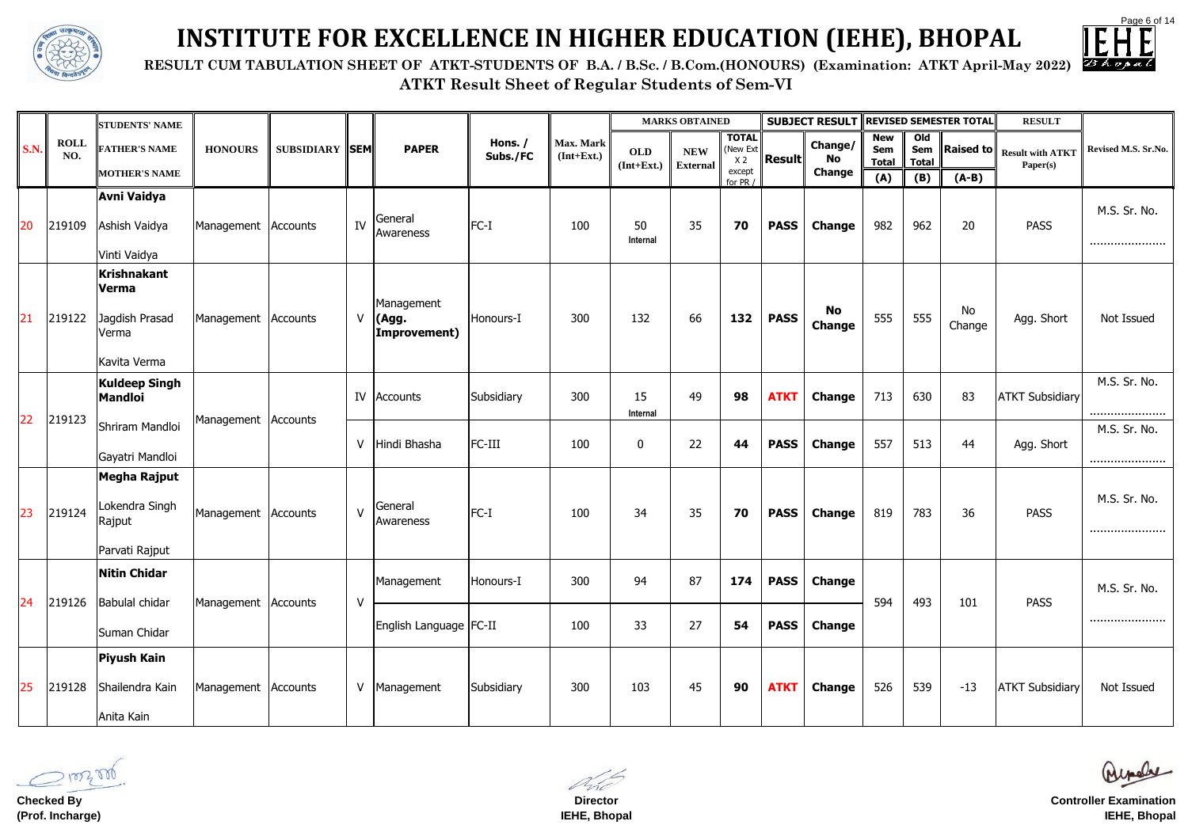# INSTITUTE FOR EXCELLENCE IN HIGHER EDUCATION (IEHE), BHOPAL

**RESULT CUM TABULATION SHEET OF ATKT-STUDENTS OF B.A. / B.Sc. / B.Com.(HONOURS) (Examination: ATKT April-May 2022)**

**ATKT Result Sheet of Regular Students of Sem-VI**

| S.N. | ROLL NO. | STUDENTS' NAME / FATHER'S NAME / MOTHER'S NAME | HONOURS | SUBSIDIARY | SEM | PAPER | Hons. / Subs./FC | Max. Mark (Int+Ext.) | MARKS OBTAINED OLD (Int+Ext.) | MARKS OBTAINED NEW External | MARKS OBTAINED TOTAL (New Ext X 2 except for PR / | SUBJECT RESULT Result | SUBJECT RESULT Change/ No Change | REVISED SEMESTER TOTAL New Sem Total (A) | REVISED SEMESTER TOTAL Old Sem Total (B) | REVISED SEMESTER TOTAL Raised to (A-B) | RESULT Result with ATKT Paper(s) | Revised M.S. Sr.No. |
|---|---|---|---|---|---|---|---|---|---|---|---|---|---|---|---|---|---|---|
| 20 | 219109 | **Avni Vaidya** / Ashish Vaidya / Vinti Vaidya | Management | Accounts | IV | General Awareness | FC-I | 100 | 50 Internal | 35 | **70** | **PASS** | **Change** | 982 | 962 | 20 | PASS | M.S. Sr. No. ...................... |
| 21 | 219122 | **Krishnakant Verma** / Jagdish Prasad Verma / Kavita Verma | Management | Accounts | V | Management **(Agg. Improvement)** | Honours-I | 300 | 132 | 66 | **132** | **PASS** | **No Change** | 555 | 555 | No Change | Agg. Short | Not Issued |
| 22 | 219123 | **Kuldeep Singh Mandloi** / Shriram Mandloi / Gayatri Mandloi | Management | Accounts | IV | Accounts | Subsidiary | 300 | 15 Internal | 49 | **98** | **ATKT** | **Change** | 713 | 630 | 83 | ATKT Subsidiary | M.S. Sr. No. ...................... |
| | | | | | V | Hindi Bhasha | FC-III | 100 | 0 | 22 | **44** | **PASS** | **Change** | 557 | 513 | 44 | Agg. Short | M.S. Sr. No. ...................... |
| 23 | 219124 | **Megha Rajput** / Lokendra Singh Rajput / Parvati Rajput | Management | Accounts | V | General Awareness | FC-I | 100 | 34 | 35 | **70** | **PASS** | **Change** | 819 | 783 | 36 | PASS | M.S. Sr. No. ...................... |
| 24 | 219126 | **Nitin Chidar** / Babulal chidar / Suman Chidar | Management | Accounts | V | Management | Honours-I | 300 | 94 | 87 | **174** | **PASS** | **Change** | 594 | 493 | 101 | PASS | M.S. Sr. No. ...................... |
| | | | | | | English Language | FC-II | 100 | 33 | 27 | **54** | **PASS** | **Change** | | | | | |
| 25 | 219128 | **Piyush Kain** / Shailendra Kain / Anita Kain | Management | Accounts | V | Management | Subsidiary | 300 | 103 | 45 | **90** | **ATKT** | **Change** | 526 | 539 | -13 | ATKT Subsidiary | Not Issued |

**Checked By**
**(Prof. Incharge)**

**Director**
**IEHE, Bhopal**

**Controller Examination**
**IEHE, Bhopal**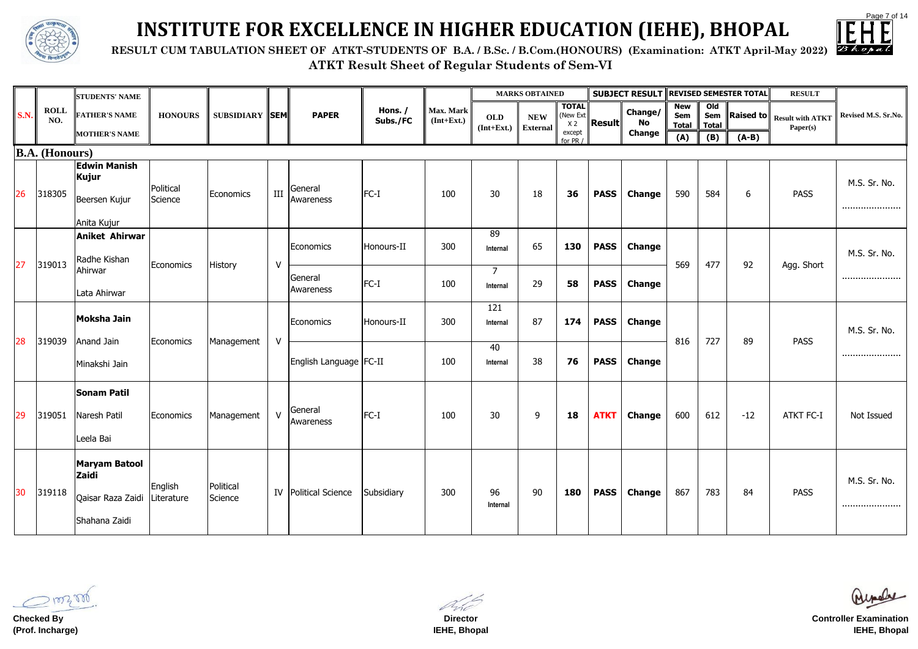# INSTITUTE FOR EXCELLENCE IN HIGHER EDUCATION (IEHE), BHOPAL

**RESULT CUM TABULATION SHEET OF ATKT-STUDENTS OF B.A. / B.Sc. / B.Com.(HONOURS) (Examination: ATKT April-May 2022)**

**ATKT Result Sheet of Regular Students of Sem-VI**

| S.N. | ROLL NO. | STUDENTS' NAME / FATHER'S NAME / MOTHER'S NAME | HONOURS | SUBSIDIARY | SEM | PAPER | Hons. / Subs./FC | Max. Mark (Int+Ext.) | MARKS OBTAINED | | | SUBJECT RESULT | | REVISED SEMESTER TOTAL | | | RESULT | Revised M.S. Sr.No. |
|---|---|---|---|---|---|---|---|---|---|---|---|---|---|---|---|---|---|---|
| | | | | | | | | | OLD (Int+Ext.) | NEW External | TOTAL (New Ext X 2 except for PR / | Result | Change/ No Change | New Sem Total (A) | Old Sem Total (B) | Raised to (A-B) | Result with ATKT Paper(s) | |
| **B.A. (Honours)** | | | | | | | | | | | | | | | | | | |
| 26 | 318305 | **Edwin Manish Kujur** / Beersen Kujur / Anita Kujur | Political Science | Economics | III | General Awareness | FC-I | 100 | 30 | 18 | **36** | **PASS** | **Change** | 590 | 584 | 6 | PASS | M.S. Sr. No. ...................... |
| 27 | 319013 | **Aniket Ahirwar** / Radhe Kishan Ahirwar / Lata Ahirwar | Economics | History | V | Economics | Honours-II | 300 | 89 Internal | 65 | **130** | **PASS** | **Change** | 569 | 477 | 92 | Agg. Short | M.S. Sr. No. ...................... |
| | | | | | | General Awareness | FC-I | 100 | 7 Internal | 29 | **58** | **PASS** | **Change** | | | | | |
| 28 | 319039 | **Moksha Jain** / Anand Jain / Minakshi Jain | Economics | Management | V | Economics | Honours-II | 300 | 121 Internal | 87 | **174** | **PASS** | **Change** | 816 | 727 | 89 | PASS | M.S. Sr. No. ...................... |
| | | | | | | English Language | FC-II | 100 | 40 Internal | 38 | **76** | **PASS** | **Change** | | | | | |
| 29 | 319051 | **Sonam Patil** / Naresh Patil / Leela Bai | Economics | Management | V | General Awareness | FC-I | 100 | 30 | 9 | **18** | **ATKT** | **Change** | 600 | 612 | -12 | ATKT FC-I | Not Issued |
| 30 | 319118 | **Maryam Batool Zaidi** / Qaisar Raza Zaidi / Shahana Zaidi | English Literature | Political Science | IV | Political Science | Subsidiary | 300 | 96 Internal | 90 | **180** | **PASS** | **Change** | 867 | 783 | 84 | PASS | M.S. Sr. No. ...................... |

**Checked By**
**(Prof. Incharge)**

**Director**
**IEHE, Bhopal**

**Controller Examination**
**IEHE, Bhopal**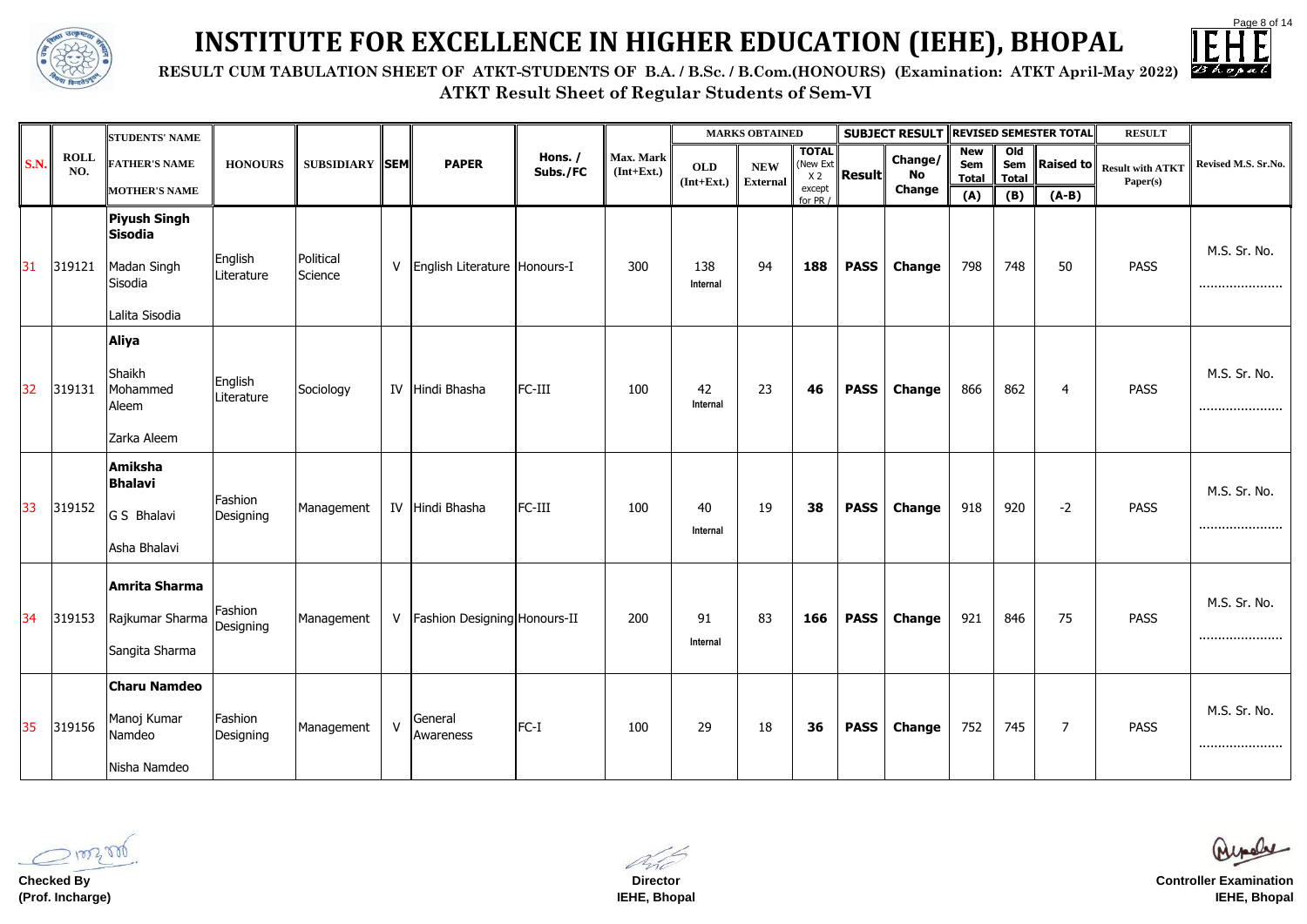# INSTITUTE FOR EXCELLENCE IN HIGHER EDUCATION (IEHE), BHOPAL

**RESULT CUM TABULATION SHEET OF ATKT-STUDENTS OF B.A. / B.Sc. / B.Com.(HONOURS) (Examination: ATKT April-May 2022)**

**ATKT Result Sheet of Regular Students of Sem-VI**

| S.N. | ROLL NO. | STUDENTS' NAME / FATHER'S NAME / MOTHER'S NAME | HONOURS | SUBSIDIARY | SEM | PAPER | Hons. / Subs./FC | Max. Mark (Int+Ext.) | MARKS OBTAINED OLD (Int+Ext.) | MARKS OBTAINED NEW External | MARKS OBTAINED TOTAL (New Ext X 2 except for PR / | SUBJECT RESULT Result | SUBJECT RESULT Change/ No Change | REVISED SEMESTER TOTAL New Sem Total (A) | REVISED SEMESTER TOTAL Old Sem Total (B) | REVISED SEMESTER TOTAL Raised to (A-B) | RESULT Result with ATKT Paper(s) | Revised M.S. Sr.No. |
|---|---|---|---|---|---|---|---|---|---|---|---|---|---|---|---|---|---|---|
| 31 | 319121 | **Piyush Singh Sisodia** / Madan Singh Sisodia / Lalita Sisodia | English Literature | Political Science | V | English Literature | Honours-I | 300 | 138 Internal | 94 | **188** | **PASS** | **Change** | 798 | 748 | 50 | PASS | M.S. Sr. No. ...................... |
| 32 | 319131 | **Aliya** / Shaikh Mohammed Aleem / Zarka Aleem | English Literature | Sociology | IV | Hindi Bhasha | FC-III | 100 | 42 Internal | 23 | **46** | **PASS** | **Change** | 866 | 862 | 4 | PASS | M.S. Sr. No. ...................... |
| 33 | 319152 | **Amiksha Bhalavi** / G S Bhalavi / Asha Bhalavi | Fashion Designing | Management | IV | Hindi Bhasha | FC-III | 100 | 40 Internal | 19 | **38** | **PASS** | **Change** | 918 | 920 | -2 | PASS | M.S. Sr. No. ...................... |
| 34 | 319153 | **Amrita Sharma** / Rajkumar Sharma / Sangita Sharma | Fashion Designing | Management | V | Fashion Designing | Honours-II | 200 | 91 Internal | 83 | **166** | **PASS** | **Change** | 921 | 846 | 75 | PASS | M.S. Sr. No. ...................... |
| 35 | 319156 | **Charu Namdeo** / Manoj Kumar Namdeo / Nisha Namdeo | Fashion Designing | Management | V | General Awareness | FC-I | 100 | 29 | 18 | **36** | **PASS** | **Change** | 752 | 745 | 7 | PASS | M.S. Sr. No. ...................... |

**Checked By (Prof. Incharge)** | **Director IEHE, Bhopal** | **Controller Examination IEHE, Bhopal**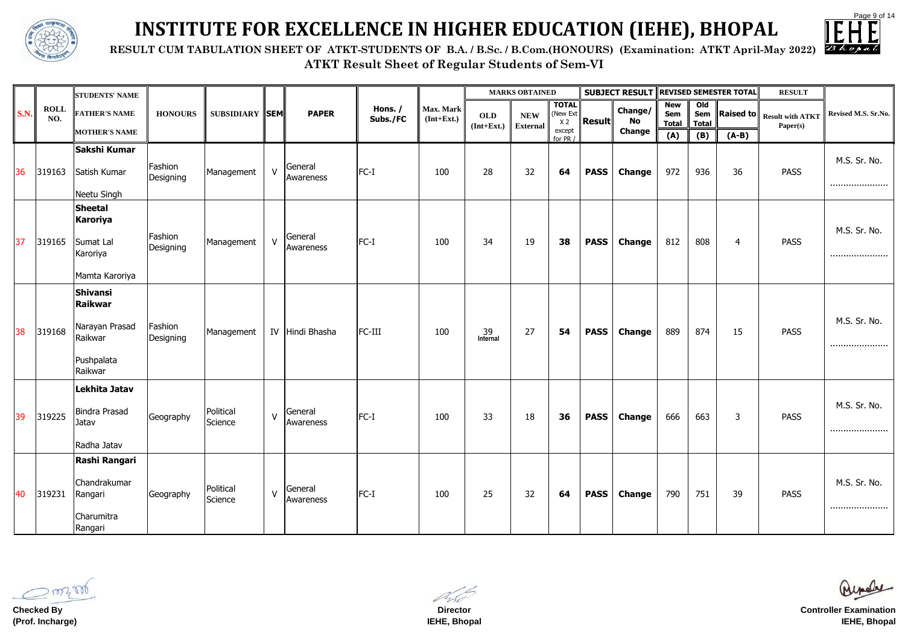# INSTITUTE FOR EXCELLENCE IN HIGHER EDUCATION (IEHE), BHOPAL

**RESULT CUM TABULATION SHEET OF ATKT-STUDENTS OF B.A. / B.Sc. / B.Com.(HONOURS) (Examination: ATKT April-May 2022)**

**ATKT Result Sheet of Regular Students of Sem-VI**

| S.N. | ROLL NO. | STUDENTS' NAME / FATHER'S NAME / MOTHER'S NAME | HONOURS | SUBSIDIARY | SEM | PAPER | Hons. / Subs./FC | Max. Mark (Int+Ext.) | MARKS OBTAINED | | | SUBJECT RESULT | | REVISED SEMESTER TOTAL | | | RESULT | Revised M.S. Sr.No. |
|---|---|---|---|---|---|---|---|---|---|---|---|---|---|---|---|---|---|---|
| | | | | | | | | | OLD (Int+Ext.) | NEW External | TOTAL (New Ext X 2 except for PR / | Result | Change/ No Change | New Sem Total (A) | Old Sem Total (B) | Raised to (A-B) | Result with ATKT Paper(s) | |
| 36 | 319163 | **Sakshi Kumar** / Satish Kumar / Neetu Singh | Fashion Designing | Management | V | General Awareness | FC-I | 100 | 28 | 32 | **64** | **PASS** | **Change** | 972 | 936 | 36 | PASS | M.S. Sr. No. ...................... |
| 37 | 319165 | **Sheetal Karoriya** / Sumat Lal Karoriya / Mamta Karoriya | Fashion Designing | Management | V | General Awareness | FC-I | 100 | 34 | 19 | **38** | **PASS** | **Change** | 812 | 808 | 4 | PASS | M.S. Sr. No. ...................... |
| 38 | 319168 | **Shivansi Raikwar** / Narayan Prasad Raikwar / Pushpalata Raikwar | Fashion Designing | Management | IV | Hindi Bhasha | FC-III | 100 | 39 Internal | 27 | **54** | **PASS** | **Change** | 889 | 874 | 15 | PASS | M.S. Sr. No. ...................... |
| 39 | 319225 | **Lekhita Jatav** / Bindra Prasad Jatav / Radha Jatav | Geography | Political Science | V | General Awareness | FC-I | 100 | 33 | 18 | **36** | **PASS** | **Change** | 666 | 663 | 3 | PASS | M.S. Sr. No. ...................... |
| 40 | 319231 | **Rashi Rangari** / Chandrakumar Rangari / Charumitra Rangari | Geography | Political Science | V | General Awareness | FC-I | 100 | 25 | 32 | **64** | **PASS** | **Change** | 790 | 751 | 39 | PASS | M.S. Sr. No. ...................... |

**Checked By**
**(Prof. Incharge)**

**Director**
**IEHE, Bhopal**

**Controller Examination**
**IEHE, Bhopal**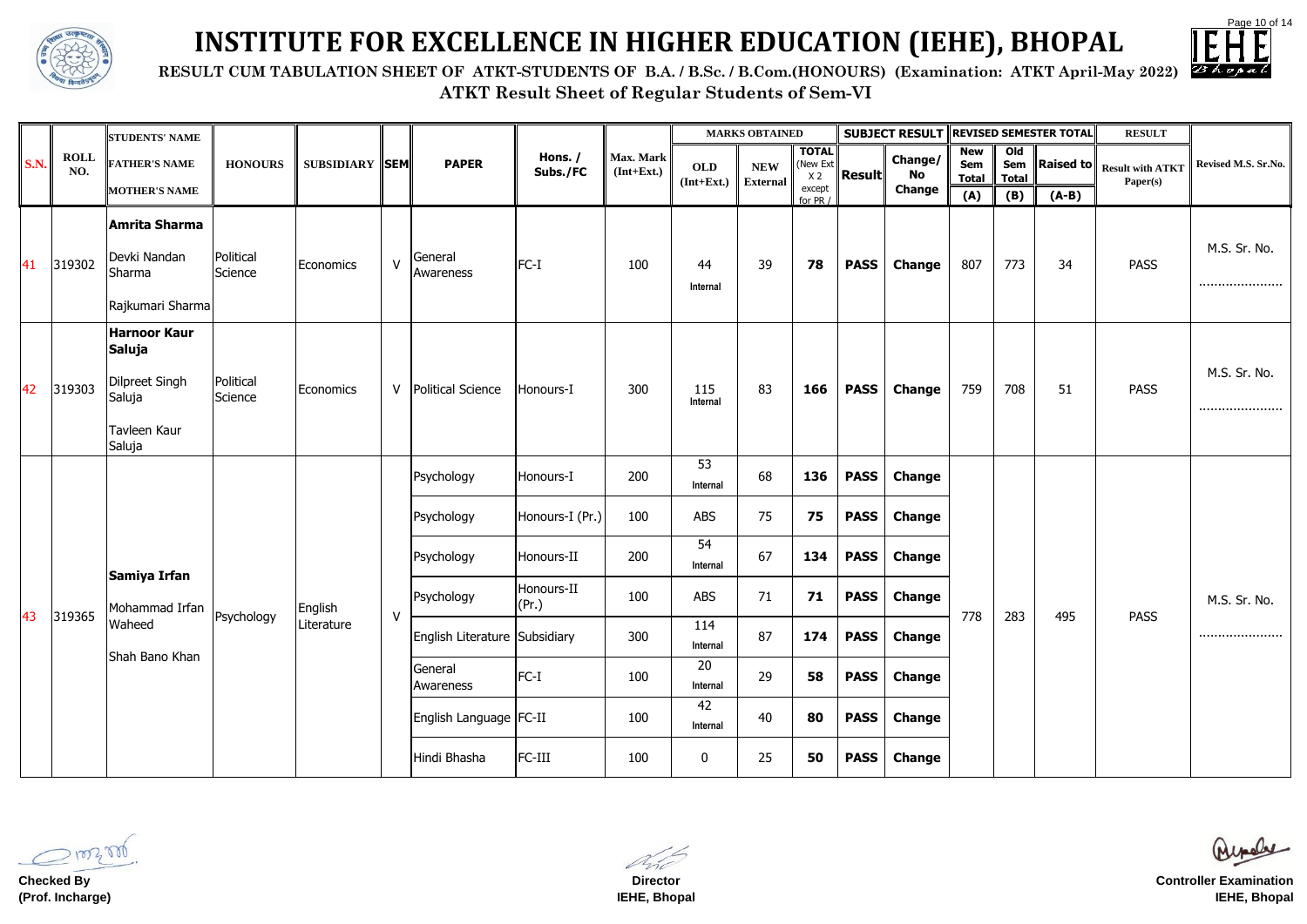# INSTITUTE FOR EXCELLENCE IN HIGHER EDUCATION (IEHE), BHOPAL

**RESULT CUM TABULATION SHEET OF ATKT-STUDENTS OF B.A. / B.Sc. / B.Com.(HONOURS) (Examination: ATKT April-May 2022)**

**ATKT Result Sheet of Regular Students of Sem-VI**

| S.N. | ROLL NO. | STUDENTS' NAME / FATHER'S NAME / MOTHER'S NAME | HONOURS | SUBSIDIARY | SEM | PAPER | Hons. / Subs./FC | Max. Mark (Int+Ext.) | MARKS OBTAINED | | | SUBJECT RESULT | | REVISED SEMESTER TOTAL | | | RESULT | Revised M.S. Sr.No. |
|---|---|---|---|---|---|---|---|---|---|---|---|---|---|---|---|---|---|---|
| | | | | | | | | | OLD (Int+Ext.) | NEW External | TOTAL (New Ext X 2 except for PR / | Result | Change/ No Change | New Sem Total (A) | Old Sem Total (B) | Raised to (A-B) | Result with ATKT Paper(s) | |
| 41 | 319302 | **Amrita Sharma** / Devki Nandan Sharma / Rajkumari Sharma | Political Science | Economics | V | General Awareness | FC-I | 100 | 44 Internal | 39 | **78** | **PASS** | **Change** | 807 | 773 | 34 | PASS | M.S. Sr. No. ...................... |
| 42 | 319303 | **Harnoor Kaur Saluja** / Dilpreet Singh Saluja / Tavleen Kaur Saluja | Political Science | Economics | V | Political Science | Honours-I | 300 | 115 Internal | 83 | **166** | **PASS** | **Change** | 759 | 708 | 51 | PASS | M.S. Sr. No. ...................... |
| 43 | 319365 | **Samiya Irfan** / Mohammad Irfan Waheed / Shah Bano Khan | Psychology | English Literature | V | Psychology | Honours-I | 200 | 53 Internal | 68 | **136** | **PASS** | **Change** | 778 | 283 | 495 | PASS | M.S. Sr. No. ...................... |
| | | | | | | Psychology | Honours-I (Pr.) | 100 | ABS | 75 | **75** | **PASS** | **Change** | | | | | |
| | | | | | | Psychology | Honours-II | 200 | 54 Internal | 67 | **134** | **PASS** | **Change** | | | | | |
| | | | | | | Psychology | Honours-II (Pr.) | 100 | ABS | 71 | **71** | **PASS** | **Change** | | | | | |
| | | | | | | English Literature | Subsidiary | 300 | 114 Internal | 87 | **174** | **PASS** | **Change** | | | | | |
| | | | | | | General Awareness | FC-I | 100 | 20 Internal | 29 | **58** | **PASS** | **Change** | | | | | |
| | | | | | | English Language | FC-II | 100 | 42 Internal | 40 | **80** | **PASS** | **Change** | | | | | |
| | | | | | | Hindi Bhasha | FC-III | 100 | 0 | 25 | **50** | **PASS** | **Change** | | | | | |

**Checked By**
**(Prof. Incharge)**

**Director**
**IEHE, Bhopal**

**Controller Examination**
**IEHE, Bhopal**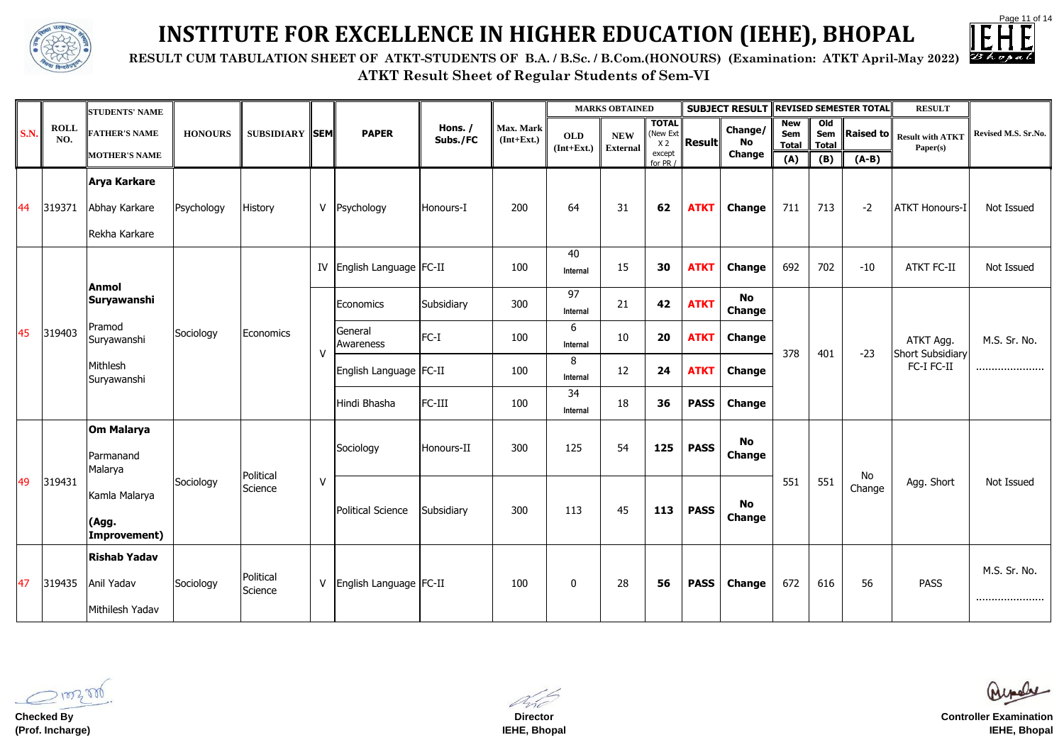# INSTITUTE FOR EXCELLENCE IN HIGHER EDUCATION (IEHE), BHOPAL

**RESULT CUM TABULATION SHEET OF ATKT-STUDENTS OF B.A. / B.Sc. / B.Com.(HONOURS) (Examination: ATKT April-May 2022)**

**ATKT Result Sheet of Regular Students of Sem-VI**

| S.N. | ROLL NO. | STUDENTS' NAME / FATHER'S NAME / MOTHER'S NAME | HONOURS | SUBSIDIARY | SEM | PAPER | Hons. / Subs./FC | Max. Mark (Int+Ext.) | MARKS OBTAINED | | | SUBJECT RESULT | | REVISED SEMESTER TOTAL | | | RESULT | |
|---|---|---|---|---|---|---|---|---|---|---|---|---|---|---|---|---|---|---|
| | | | | | | | | | OLD (Int+Ext.) | NEW External | TOTAL (New Ext X 2 except for PR / | Result | Change/ No Change | New Sem Total (A) | Old Sem Total (B) | Raised to (A-B) | Result with ATKT Paper(s) | Revised M.S. Sr.No. |
| 44 | 319371 | **Arya Karkare** / Abhay Karkare / Rekha Karkare | Psychology | History | V | Psychology | Honours-I | 200 | 64 | 31 | 62 | ATKT | Change | 711 | 713 | -2 | ATKT Honours-I | Not Issued |
| 45 | 319403 | **Anmol Suryawanshi** / Pramod Suryawanshi / Mithlesh Suryawanshi | Sociology | Economics | IV | English Language | FC-II | 100 | 40 Internal | 15 | 30 | ATKT | Change | 692 | 702 | -10 | ATKT FC-II | Not Issued |
| | | | | | V | Economics | Subsidiary | 300 | 97 Internal | 21 | 42 | ATKT | No Change | 378 | 401 | -23 | ATKT Agg. Short Subsidiary FC-I FC-II | M.S. Sr. No. ..................... |
| | | | | | V | General Awareness | FC-I | 100 | 6 Internal | 10 | 20 | ATKT | Change | | | | | |
| | | | | | V | English Language | FC-II | 100 | 8 Internal | 12 | 24 | ATKT | Change | | | | | |
| | | | | | V | Hindi Bhasha | FC-III | 100 | 34 Internal | 18 | 36 | PASS | Change | | | | | |
| 49 | 319431 | **Om Malarya** / Parmanand Malarya / Kamla Malarya / **(Agg. Improvement)** | Sociology | Political Science | V | Sociology | Honours-II | 300 | 125 | 54 | 125 | PASS | No Change | 551 | 551 | No Change | Agg. Short | Not Issued |
| | | | | | V | Political Science | Subsidiary | 300 | 113 | 45 | 113 | PASS | No Change | | | | | |
| 47 | 319435 | **Rishab Yadav** / Anil Yadav / Mithilesh Yadav | Sociology | Political Science | V | English Language | FC-II | 100 | 0 | 28 | 56 | PASS | Change | 672 | 616 | 56 | PASS | M.S. Sr. No. ..................... |

**Checked By**
**(Prof. Incharge)**

**Director**
**IEHE, Bhopal**

**Controller Examination**
**IEHE, Bhopal**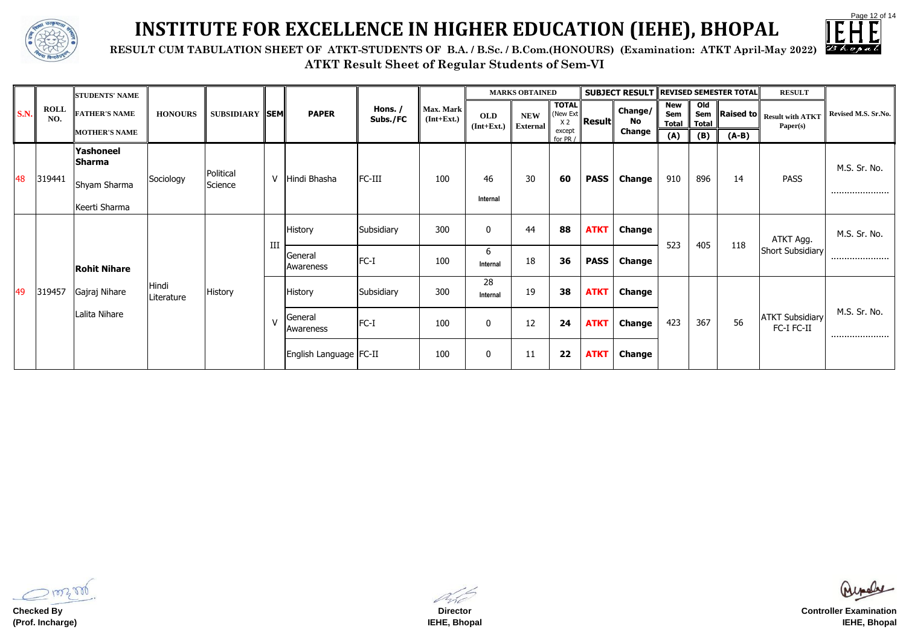# INSTITUTE FOR EXCELLENCE IN HIGHER EDUCATION (IEHE), BHOPAL

**RESULT CUM TABULATION SHEET OF ATKT-STUDENTS OF B.A. / B.Sc. / B.Com.(HONOURS) (Examination: ATKT April-May 2022)**

**ATKT Result Sheet of Regular Students of Sem-VI**

| S.N. | ROLL NO. | STUDENTS' NAME / FATHER'S NAME / MOTHER'S NAME | HONOURS | SUBSIDIARY | SEM | PAPER | Hons. / Subs./FC | Max. Mark (Int+Ext.) | MARKS OBTAINED | | | SUBJECT RESULT | | REVISED SEMESTER TOTAL | | | RESULT | Revised M.S. Sr.No. |
|---|---|---|---|---|---|---|---|---|---|---|---|---|---|---|---|---|---|---|
| | | | | | | | | | OLD (Int+Ext.) | NEW External | TOTAL (New Ext X 2 except for PR / | Result | Change/ No Change | New Sem Total (A) | Old Sem Total (B) | Raised to (A-B) | Result with ATKT Paper(s) | |
| 48 | 319441 | **Yashoneel Sharma** / Shyam Sharma / Keerti Sharma | Sociology | Political Science | V | Hindi Bhasha | FC-III | 100 | 46 Internal | 30 | **60** | **PASS** | **Change** | 910 | 896 | 14 | PASS | M.S. Sr. No. ...................... |
| 49 | 319457 | **Rohit Nihare** / Gajraj Nihare / Lalita Nihare | Hindi Literature | History | III | History | Subsidiary | 300 | 0 | 44 | **88** | **ATKT** | **Change** | 523 | 405 | 118 | ATKT Agg. Short Subsidiary | M.S. Sr. No. ...................... |
| | | | | | | General Awareness | FC-I | 100 | 6 Internal | 18 | **36** | **PASS** | **Change** | | | | | |
| | | | | | V | History | Subsidiary | 300 | 28 Internal | 19 | **38** | **ATKT** | **Change** | 423 | 367 | 56 | ATKT Subsidiary FC-I FC-II | M.S. Sr. No. ...................... |
| | | | | | | General Awareness | FC-I | 100 | 0 | 12 | **24** | **ATKT** | **Change** | | | | | |
| | | | | | | English Language | FC-II | 100 | 0 | 11 | **22** | **ATKT** | **Change** | | | | | |

**Checked By**
**(Prof. Incharge)**

**Director**
**IEHE, Bhopal**

**Controller Examination**
**IEHE, Bhopal**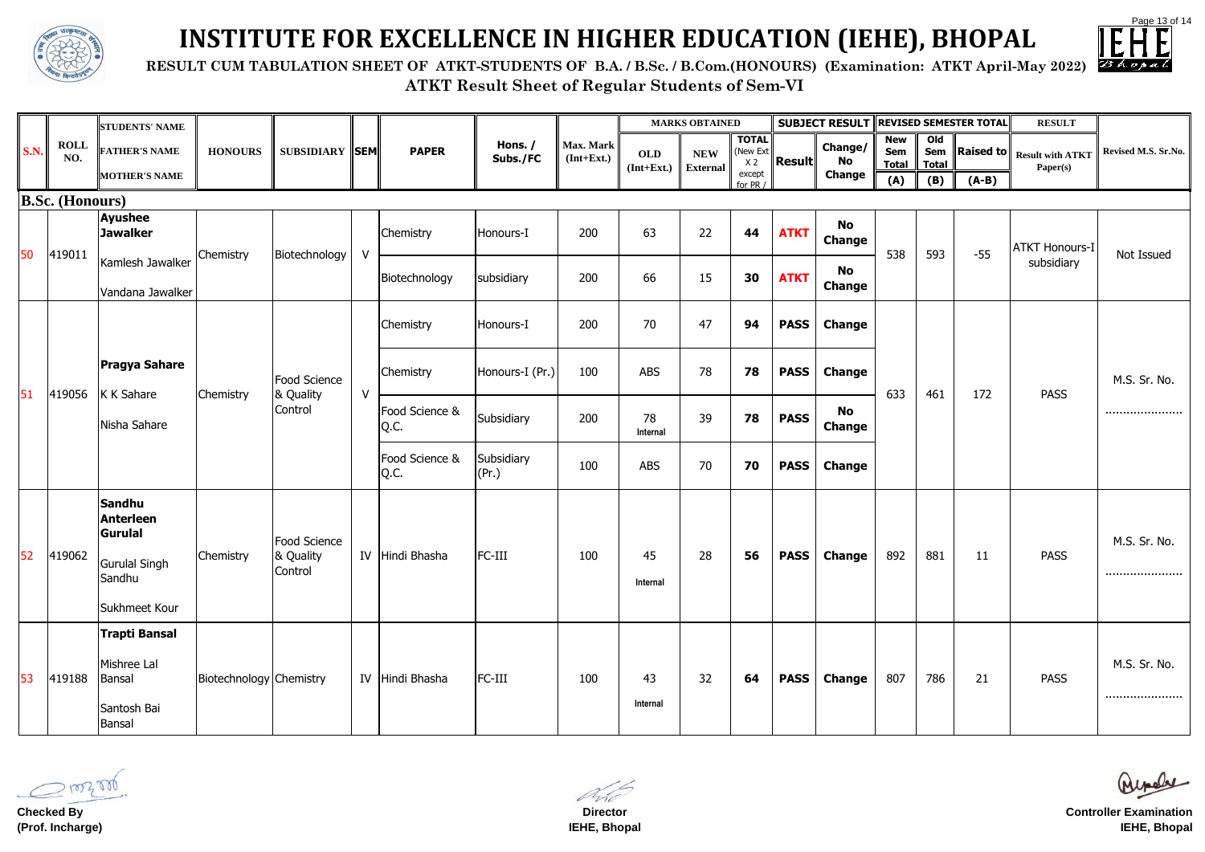# INSTITUTE FOR EXCELLENCE IN HIGHER EDUCATION (IEHE), BHOPAL

**RESULT CUM TABULATION SHEET OF ATKT-STUDENTS OF B.A. / B.Sc. / B.Com.(HONOURS) (Examination: ATKT April-May 2022)**

**ATKT Result Sheet of Regular Students of Sem-VI**

| S.N. | ROLL NO. | STUDENTS' NAME / FATHER'S NAME / MOTHER'S NAME | HONOURS | SUBSIDIARY | SEM | PAPER | Hons. / Subs./FC | Max. Mark (Int+Ext.) | MARKS OBTAINED OLD (Int+Ext.) | NEW External | TOTAL (New Ext X 2 except for PR) | SUBJECT RESULT Result | Change/ No Change | REVISED SEMESTER TOTAL New Sem Total (A) | Old Sem Total (B) | Raised to (A-B) | RESULT Result with ATKT Paper(s) | Revised M.S. Sr.No. |
|---|---|---|---|---|---|---|---|---|---|---|---|---|---|---|---|---|---|---|
| **B.Sc. (Honours)** | | | | | | | | | | | | | | | | | | |
| 50 | 419011 | **Ayushee Jawalker** / Kamlesh Jawalker / Vandana Jawalker | Chemistry | Biotechnology | V | Chemistry | Honours-I | 200 | 63 | 22 | **44** | **ATKT** | **No Change** | 538 | 593 | -55 | ATKT Honours-I subsidiary | Not Issued |
| | | | | | | Biotechnology | subsidiary | 200 | 66 | 15 | **30** | **ATKT** | **No Change** | | | | | |
| 51 | 419056 | **Pragya Sahare** / K K Sahare / Nisha Sahare | Chemistry | Food Science & Quality Control | V | Chemistry | Honours-I | 200 | 70 | 47 | **94** | **PASS** | **Change** | 633 | 461 | 172 | PASS | M.S. Sr. No. ..................... |
| | | | | | | Chemistry | Honours-I (Pr.) | 100 | ABS | 78 | **78** | **PASS** | **Change** | | | | | |
| | | | | | | Food Science & Q.C. | Subsidiary | 200 | 78 Internal | 39 | **78** | **PASS** | **No Change** | | | | | |
| | | | | | | Food Science & Q.C. | Subsidiary (Pr.) | 100 | ABS | 70 | **70** | **PASS** | **Change** | | | | | |
| 52 | 419062 | **Sandhu Anterleen Gurulal** / Gurulal Singh Sandhu / Sukhmeet Kour | Chemistry | Food Science & Quality Control | IV | Hindi Bhasha | FC-III | 100 | 45 Internal | 28 | **56** | **PASS** | **Change** | 892 | 881 | 11 | PASS | M.S. Sr. No. ..................... |
| 53 | 419188 | **Trapti Bansal** / Mishree Lal Bansal / Santosh Bai Bansal | Biotechnology | Chemistry | IV | Hindi Bhasha | FC-III | 100 | 43 Internal | 32 | **64** | **PASS** | **Change** | 807 | 786 | 21 | PASS | M.S. Sr. No. ..................... |

**Checked By**
**(Prof. Incharge)**

**Director**
**IEHE, Bhopal**

**Controller Examination**
**IEHE, Bhopal**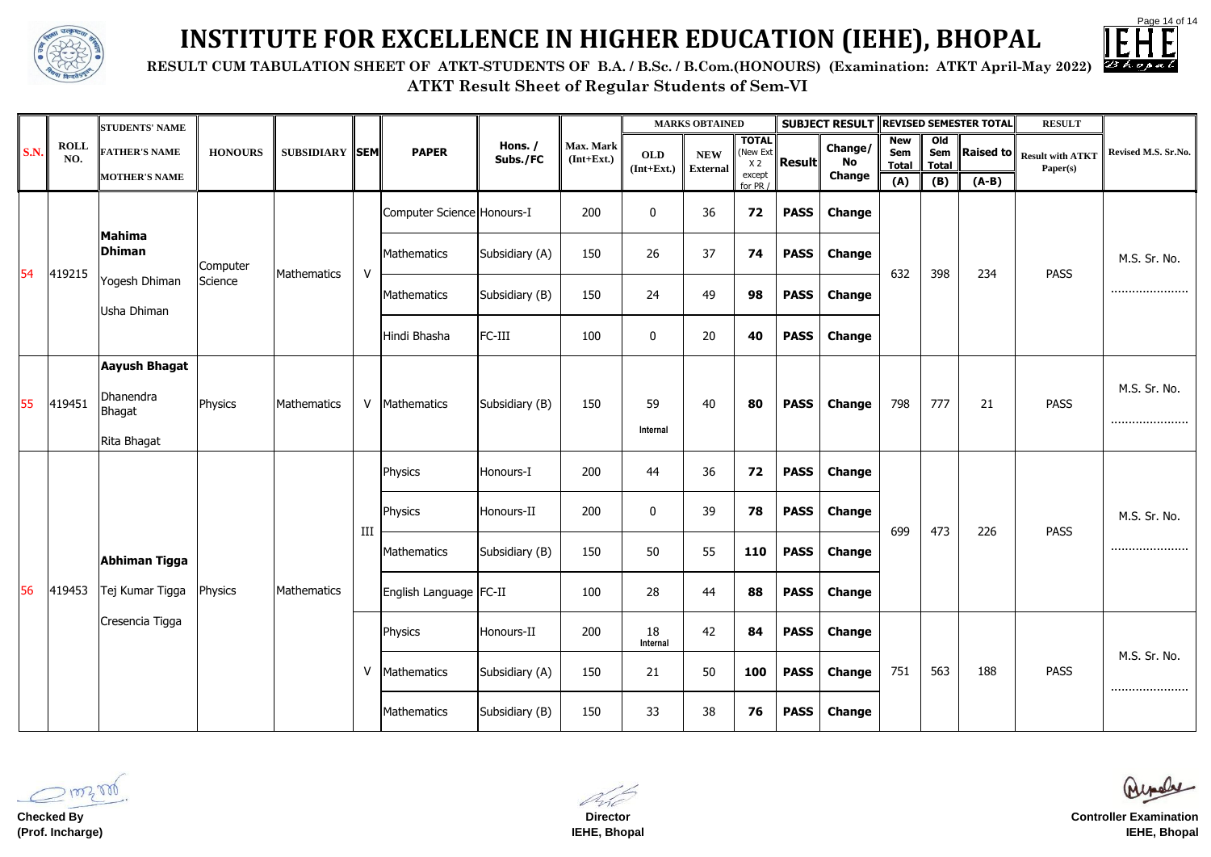# INSTITUTE FOR EXCELLENCE IN HIGHER EDUCATION (IEHE), BHOPAL

**RESULT CUM TABULATION SHEET OF ATKT-STUDENTS OF B.A. / B.Sc. / B.Com.(HONOURS) (Examination: ATKT April-May 2022)**

**ATKT Result Sheet of Regular Students of Sem-VI**

| S.N. | ROLL NO. | STUDENTS' NAME / FATHER'S NAME / MOTHER'S NAME | HONOURS | SUBSIDIARY | SEM | PAPER | Hons. / Subs./FC | Max. Mark (Int+Ext.) | MARKS OBTAINED OLD (Int+Ext.) | MARKS OBTAINED NEW External | MARKS OBTAINED TOTAL (New Ext X 2 except for PR) | SUBJECT RESULT Result | SUBJECT RESULT Change/ No Change | REVISED SEMESTER TOTAL New Sem Total (A) | REVISED SEMESTER TOTAL Old Sem Total (B) | REVISED SEMESTER TOTAL Raised to (A-B) | RESULT Result with ATKT Paper(s) | Revised M.S. Sr.No. |
|---|---|---|---|---|---|---|---|---|---|---|---|---|---|---|---|---|---|---|
| 54 | 419215 | **Mahima Dhiman** / Yogesh Dhiman / Usha Dhiman | Computer Science | Mathematics | V | Computer Science | Honours-I | 200 | 0 | 36 | 72 | PASS | Change | 632 | 398 | 234 | PASS | M.S. Sr. No. ...................... |
| | | | | | | Mathematics | Subsidiary (A) | 150 | 26 | 37 | 74 | PASS | Change | | | | | |
| | | | | | | Mathematics | Subsidiary (B) | 150 | 24 | 49 | 98 | PASS | Change | | | | | |
| | | | | | | Hindi Bhasha | FC-III | 100 | 0 | 20 | 40 | PASS | Change | | | | | |
| 55 | 419451 | **Aayush Bhagat** / Dhanendra Bhagat / Rita Bhagat | Physics | Mathematics | V | Mathematics | Subsidiary (B) | 150 | 59 Internal | 40 | 80 | PASS | Change | 798 | 777 | 21 | PASS | M.S. Sr. No. ...................... |
| 56 | 419453 | **Abhiman Tigga** / Tej Kumar Tigga / Cresencia Tigga | Physics | Mathematics | III | Physics | Honours-I | 200 | 44 | 36 | 72 | PASS | Change | 699 | 473 | 226 | PASS | M.S. Sr. No. ...................... |
| | | | | | | Physics | Honours-II | 200 | 0 | 39 | 78 | PASS | Change | | | | | |
| | | | | | | Mathematics | Subsidiary (B) | 150 | 50 | 55 | 110 | PASS | Change | | | | | |
| | | | | | | English Language | FC-II | 100 | 28 | 44 | 88 | PASS | Change | | | | | |
| | | | | | V | Physics | Honours-II | 200 | 18 Internal | 42 | 84 | PASS | Change | 751 | 563 | 188 | PASS | M.S. Sr. No. ...................... |
| | | | | | | Mathematics | Subsidiary (A) | 150 | 21 | 50 | 100 | PASS | Change | | | | | |
| | | | | | | Mathematics | Subsidiary (B) | 150 | 33 | 38 | 76 | PASS | Change | | | | | |

**Checked By**
**(Prof. Incharge)**

**Director**
**IEHE, Bhopal**

**Controller Examination**
**IEHE, Bhopal**